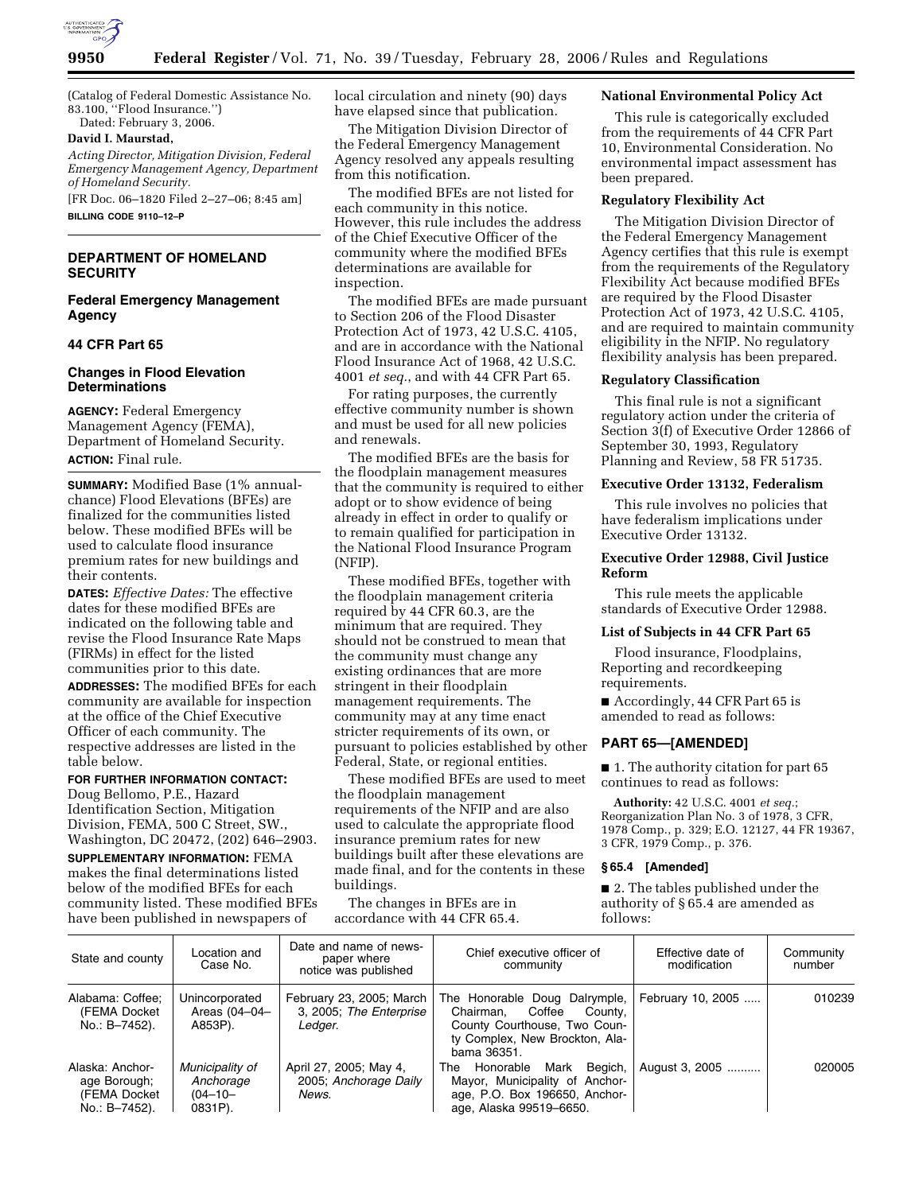(Catalog of Federal Domestic Assistance No. 83.100, ''Flood Insurance.'')

Dated: February 3, 2006.

**David I. Maurstad,**

*Acting Director, Mitigation Division, Federal Emergency Management Agency, Department of Homeland Security.*

[FR Doc. 06–1820 Filed 2–27–06; 8:45 am]

**BILLING CODE 9110–12–P**

---

## DEPARTMENT OF HOMELAND SECURITY

### Federal Emergency Management Agency

### 44 CFR Part 65

### Changes in Flood Elevation Determinations

**AGENCY:** Federal Emergency Management Agency (FEMA), Department of Homeland Security.

**ACTION:** Final rule.

**SUMMARY:** Modified Base (1% annual-chance) Flood Elevations (BFEs) are finalized for the communities listed below. These modified BFEs will be used to calculate flood insurance premium rates for new buildings and their contents.

**DATES:** *Effective Dates:* The effective dates for these modified BFEs are indicated on the following table and revise the Flood Insurance Rate Maps (FIRMs) in effect for the listed communities prior to this date.

**ADDRESSES:** The modified BFEs for each community are available for inspection at the office of the Chief Executive Officer of each community. The respective addresses are listed in the table below.

**FOR FURTHER INFORMATION CONTACT:** Doug Bellomo, P.E., Hazard Identification Section, Mitigation Division, FEMA, 500 C Street, SW., Washington, DC 20472, (202) 646–2903.

**SUPPLEMENTARY INFORMATION:** FEMA makes the final determinations listed below of the modified BFEs for each community listed. These modified BFEs have been published in newspapers of local circulation and ninety (90) days have elapsed since that publication.

The Mitigation Division Director of the Federal Emergency Management Agency resolved any appeals resulting from this notification.

The modified BFEs are not listed for each community in this notice. However, this rule includes the address of the Chief Executive Officer of the community where the modified BFEs determinations are available for inspection.

The modified BFEs are made pursuant to Section 206 of the Flood Disaster Protection Act of 1973, 42 U.S.C. 4105, and are in accordance with the National Flood Insurance Act of 1968, 42 U.S.C. 4001 *et seq.*, and with 44 CFR Part 65.

For rating purposes, the currently effective community number is shown and must be used for all new policies and renewals.

The modified BFEs are the basis for the floodplain management measures that the community is required to either adopt or to show evidence of being already in effect in order to qualify or to remain qualified for participation in the National Flood Insurance Program (NFIP).

These modified BFEs, together with the floodplain management criteria required by 44 CFR 60.3, are the minimum that are required. They should not be construed to mean that the community must change any existing ordinances that are more stringent in their floodplain management requirements. The community may at any time enact stricter requirements of its own, or pursuant to policies established by other Federal, State, or regional entities.

These modified BFEs are used to meet the floodplain management requirements of the NFIP and are also used to calculate the appropriate flood insurance premium rates for new buildings built after these elevations are made final, and for the contents in these buildings.

The changes in BFEs are in accordance with 44 CFR 65.4.

**National Environmental Policy Act**

This rule is categorically excluded from the requirements of 44 CFR Part 10, Environmental Consideration. No environmental impact assessment has been prepared.

**Regulatory Flexibility Act**

The Mitigation Division Director of the Federal Emergency Management Agency certifies that this rule is exempt from the requirements of the Regulatory Flexibility Act because modified BFEs are required by the Flood Disaster Protection Act of 1973, 42 U.S.C. 4105, and are required to maintain community eligibility in the NFIP. No regulatory flexibility analysis has been prepared.

**Regulatory Classification**

This final rule is not a significant regulatory action under the criteria of Section 3(f) of Executive Order 12866 of September 30, 1993, Regulatory Planning and Review, 58 FR 51735.

**Executive Order 13132, Federalism**

This rule involves no policies that have federalism implications under Executive Order 13132.

**Executive Order 12988, Civil Justice Reform**

This rule meets the applicable standards of Executive Order 12988.

**List of Subjects in 44 CFR Part 65**

Flood insurance, Floodplains, Reporting and recordkeeping requirements.

■ Accordingly, 44 CFR Part 65 is amended to read as follows:

## PART 65—[AMENDED]

■ 1. The authority citation for part 65 continues to read as follows:

**Authority:** 42 U.S.C. 4001 *et seq.*; Reorganization Plan No. 3 of 1978, 3 CFR, 1978 Comp., p. 329; E.O. 12127, 44 FR 19367, 3 CFR, 1979 Comp., p. 376.

**§ 65.4 [Amended]**

■ 2. The tables published under the authority of § 65.4 are amended as follows:

| State and county | Location and Case No. | Date and name of newspaper where notice was published | Chief executive officer of community | Effective date of modification | Community number |
|---|---|---|---|---|---|
| Alabama: Coffee; (FEMA Docket No.: B–7452). | Unincorporated Areas (04–04–A853P). | February 23, 2005; March 3, 2005; *The Enterprise Ledger*. | The Honorable Doug Dalrymple, Chairman, Coffee County, County Courthouse, Two County Complex, New Brockton, Alabama 36351. | February 10, 2005 ..... | 010239 |
| Alaska: Anchorage Borough; (FEMA Docket No.: B–7452). | *Municipality of Anchorage* (04–10–0831P). | April 27, 2005; May 4, 2005; *Anchorage Daily News*. | The Honorable Mark Begich, Mayor, Municipality of Anchorage, P.O. Box 196650, Anchorage, Alaska 99519–6650. | August 3, 2005 .......... | 020005 |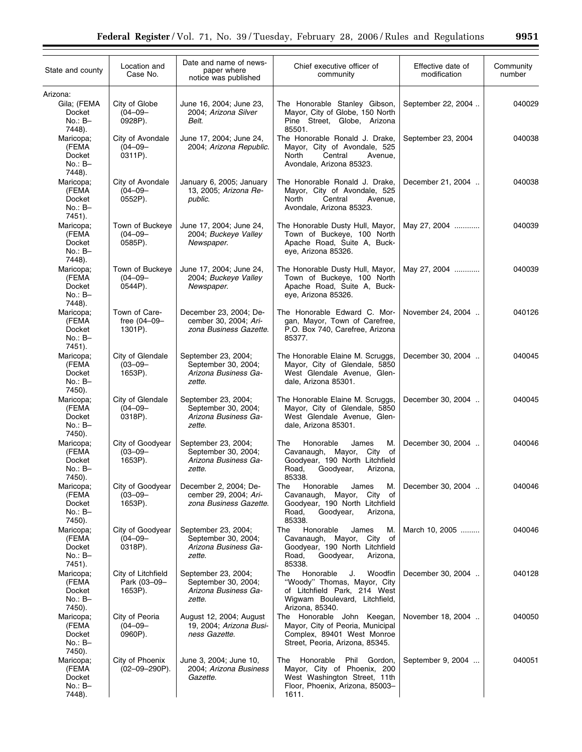| State and county | Location and Case No. | Date and name of newspaper where notice was published | Chief executive officer of community | Effective date of modification | Community number |
|---|---|---|---|---|---|
| Arizona: | | | | | |
| Gila; (FEMA Docket No.: B–7448). | City of Globe (04–09–0928P). | June 16, 2004; June 23, 2004; *Arizona Silver Belt*. | The Honorable Stanley Gibson, Mayor, City of Globe, 150 North Pine Street, Globe, Arizona 85501. | September 22, 2004 .. | 040029 |
| Maricopa; (FEMA Docket No.: B–7448). | City of Avondale (04–09–0311P). | June 17, 2004; June 24, 2004; *Arizona Republic*. | The Honorable Ronald J. Drake, Mayor, City of Avondale, 525 North Central Avenue, Avondale, Arizona 85323. | September 23, 2004 | 040038 |
| Maricopa; (FEMA Docket No.: B–7451). | City of Avondale (04–09–0552P). | January 6, 2005; January 13, 2005; *Arizona Republic*. | The Honorable Ronald J. Drake, Mayor, City of Avondale, 525 North Central Avenue, Avondale, Arizona 85323. | December 21, 2004 .. | 040038 |
| Maricopa; (FEMA Docket No.: B–7448). | Town of Buckeye (04–09–0585P). | June 17, 2004; June 24, 2004; *Buckeye Valley Newspaper*. | The Honorable Dusty Hull, Mayor, Town of Buckeye, 100 North Apache Road, Suite A, Buckeye, Arizona 85326. | May 27, 2004 ............ | 040039 |
| Maricopa; (FEMA Docket No.: B–7448). | Town of Buckeye (04–09–0544P). | June 17, 2004; June 24, 2004; *Buckeye Valley Newspaper*. | The Honorable Dusty Hull, Mayor, Town of Buckeye, 100 North Apache Road, Suite A, Buckeye, Arizona 85326. | May 27, 2004 ............ | 040039 |
| Maricopa; (FEMA Docket No.: B–7451). | Town of Carefree (04–09–1301P). | December 23, 2004; December 30, 2004; *Arizona Business Gazette*. | The Honorable Edward C. Morgan, Mayor, Town of Carefree, P.O. Box 740, Carefree, Arizona 85377. | November 24, 2004 .. | 040126 |
| Maricopa; (FEMA Docket No.: B–7450). | City of Glendale (03–09–1653P). | September 23, 2004; September 30, 2004; *Arizona Business Gazette*. | The Honorable Elaine M. Scruggs, Mayor, City of Glendale, 5850 West Glendale Avenue, Glendale, Arizona 85301. | December 30, 2004 .. | 040045 |
| Maricopa; (FEMA Docket No.: B–7450). | City of Glendale (04–09–0318P). | September 23, 2004; September 30, 2004; *Arizona Business Gazette*. | The Honorable Elaine M. Scruggs, Mayor, City of Glendale, 5850 West Glendale Avenue, Glendale, Arizona 85301. | December 30, 2004 .. | 040045 |
| Maricopa; (FEMA Docket No.: B–7450). | City of Goodyear (03–09–1653P). | September 23, 2004; September 30, 2004; *Arizona Business Gazette*. | The Honorable James M. Cavanaugh, Mayor, City of Goodyear, 190 North Litchfield Road, Goodyear, Arizona, 85338. | December 30, 2004 .. | 040046 |
| Maricopa; (FEMA Docket No.: B–7450). | City of Goodyear (03–09–1653P). | December 2, 2004; December 29, 2004; *Arizona Business Gazette*. | The Honorable James M. Cavanaugh, Mayor, City of Goodyear, 190 North Litchfield Road, Goodyear, Arizona, 85338. | December 30, 2004 .. | 040046 |
| Maricopa; (FEMA Docket No.: B–7451). | City of Goodyear (04–09–0318P). | September 23, 2004; September 30, 2004; *Arizona Business Gazette*. | The Honorable James M. Cavanaugh, Mayor, City of Goodyear, 190 North Litchfield Road, Goodyear, Arizona, 85338. | March 10, 2005 ......... | 040046 |
| Maricopa; (FEMA Docket No.: B–7450). | City of Litchfield Park (03–09–1653P). | September 23, 2004; September 30, 2004; *Arizona Business Gazette*. | The Honorable J. Woodfin "Woody" Thomas, Mayor, City of Litchfield Park, 214 West Wigwam Boulevard, Litchfield, Arizona, 85340. | December 30, 2004 .. | 040128 |
| Maricopa; (FEMA Docket No.: B–7450). | City of Peoria (04–09–0960P). | August 12, 2004; August 19, 2004; *Arizona Business Gazette*. | The Honorable John Keegan, Mayor, City of Peoria, Municipal Complex, 89401 West Monroe Street, Peoria, Arizona, 85345. | November 18, 2004 .. | 040050 |
| Maricopa; (FEMA Docket No.: B–7448). | City of Phoenix (02–09–290P). | June 3, 2004; June 10, 2004; *Arizona Business Gazette*. | The Honorable Phil Gordon, Mayor, City of Phoenix, 200 West Washington Street, 11th Floor, Phoenix, Arizona, 85003–1611. | September 9, 2004 ... | 040051 |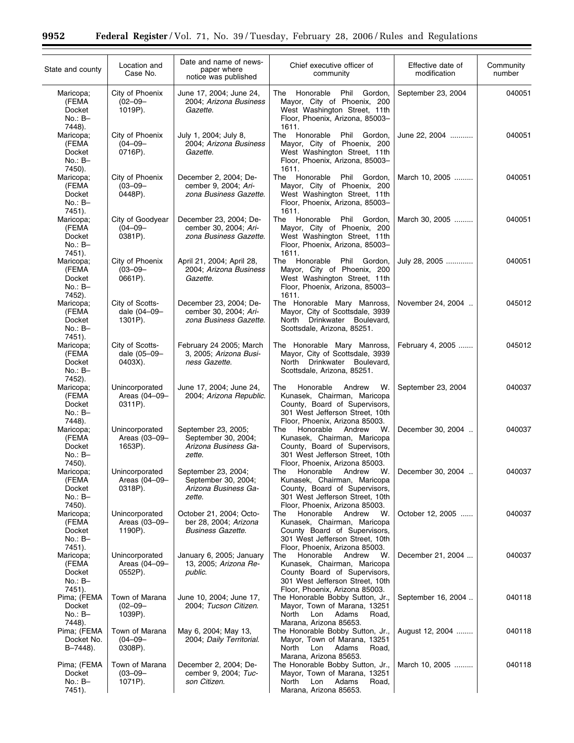| State and county | Location and Case No. | Date and name of newspaper where notice was published | Chief executive officer of community | Effective date of modification | Community number |
|---|---|---|---|---|---|
| Maricopa; (FEMA Docket No.: B–7448). | City of Phoenix (02–09–1019P). | June 17, 2004; June 24, 2004; *Arizona Business Gazette*. | The Honorable Phil Gordon, Mayor, City of Phoenix, 200 West Washington Street, 11th Floor, Phoenix, Arizona, 85003–1611. | September 23, 2004 | 040051 |
| Maricopa; (FEMA Docket No.: B–7450). | City of Phoenix (04–09–0716P). | July 1, 2004; July 8, 2004; *Arizona Business Gazette*. | The Honorable Phil Gordon, Mayor, City of Phoenix, 200 West Washington Street, 11th Floor, Phoenix, Arizona, 85003–1611. | June 22, 2004 | 040051 |
| Maricopa; (FEMA Docket No.: B–7451). | City of Phoenix (03–09–0448P). | December 2, 2004; December 9, 2004; *Arizona Business Gazette*. | The Honorable Phil Gordon, Mayor, City of Phoenix, 200 West Washington Street, 11th Floor, Phoenix, Arizona, 85003–1611. | March 10, 2005 | 040051 |
| Maricopa; (FEMA Docket No.: B–7451). | City of Goodyear (04–09–0381P). | December 23, 2004; December 30, 2004; *Arizona Business Gazette*. | The Honorable Phil Gordon, Mayor, City of Phoenix, 200 West Washington Street, 11th Floor, Phoenix, Arizona, 85003–1611. | March 30, 2005 | 040051 |
| Maricopa; (FEMA Docket No.: B–7452). | City of Phoenix (03–09–0661P). | April 21, 2004; April 28, 2004; *Arizona Business Gazette*. | The Honorable Phil Gordon, Mayor, City of Phoenix, 200 West Washington Street, 11th Floor, Phoenix, Arizona, 85003–1611. | July 28, 2005 | 040051 |
| Maricopa; (FEMA Docket No.: B–7451). | City of Scottsdale (04–09–1301P). | December 23, 2004; December 30, 2004; *Arizona Business Gazette*. | The Honorable Mary Manross, Mayor, City of Scottsdale, 3939 North Drinkwater Boulevard, Scottsdale, Arizona, 85251. | November 24, 2004 | 045012 |
| Maricopa; (FEMA Docket No.: B–7452). | City of Scottsdale (05–09–0403X). | February 24 2005; March 3, 2005; *Arizona Business Gazette*. | The Honorable Mary Manross, Mayor, City of Scottsdale, 3939 North Drinkwater Boulevard, Scottsdale, Arizona, 85251. | February 4, 2005 | 045012 |
| Maricopa; (FEMA Docket No.: B–7448). | Unincorporated Areas (04–09–0311P). | June 17, 2004; June 24, 2004; *Arizona Republic*. | The Honorable Andrew W. Kunasek, Chairman, Maricopa County, Board of Supervisors, 301 West Jefferson Street, 10th Floor, Phoenix, Arizona 85003. | September 23, 2004 | 040037 |
| Maricopa; (FEMA Docket No.: B–7450). | Unincorporated Areas (03–09–1653P). | September 23, 2005; September 30, 2004; *Arizona Business Gazette*. | The Honorable Andrew W. Kunasek, Chairman, Maricopa County, Board of Supervisors, 301 West Jefferson Street, 10th Floor, Phoenix, Arizona 85003. | December 30, 2004 | 040037 |
| Maricopa; (FEMA Docket No.: B–7450). | Unincorporated Areas (04–09–0318P). | September 23, 2004; September 30, 2004; *Arizona Business Gazette*. | The Honorable Andrew W. Kunasek, Chairman, Maricopa County, Board of Supervisors, 301 West Jefferson Street, 10th Floor, Phoenix, Arizona 85003. | December 30, 2004 | 040037 |
| Maricopa; (FEMA Docket No.: B–7451). | Unincorporated Areas (03–09–1190P). | October 21, 2004; October 28, 2004; *Arizona Business Gazette*. | The Honorable Andrew W. Kunasek, Chairman, Maricopa County Board of Supervisors, 301 West Jefferson Street, 10th Floor, Phoenix, Arizona 85003. | October 12, 2005 | 040037 |
| Maricopa; (FEMA Docket No.: B–7451). | Unincorporated Areas (04–09–0552P). | January 6, 2005; January 13, 2005; *Arizona Republic*. | The Honorable Andrew W. Kunasek, Chairman, Maricopa County Board of Supervisors, 301 West Jefferson Street, 10th Floor, Phoenix, Arizona 85003. | December 21, 2004 | 040037 |
| Pima; (FEMA Docket No.: B–7448). | Town of Marana (02–09–1039P). | June 10, 2004; June 17, 2004; *Tucson Citizen*. | The Honorable Bobby Sutton, Jr., Mayor, Town of Marana, 13251 North Lon Adams Road, Marana, Arizona 85653. | September 16, 2004 | 040118 |
| Pima; (FEMA Docket No. B–7448). | Town of Marana (04–09–0308P). | May 6, 2004; May 13, 2004; *Daily Territorial*. | The Honorable Bobby Sutton, Jr., Mayor, Town of Marana, 13251 North Lon Adams Road, Marana, Arizona 85653. | August 12, 2004 | 040118 |
| Pima; (FEMA Docket No.: B–7451). | Town of Marana (03–09–1071P). | December 2, 2004; December 9, 2004; *Tucson Citizen*. | The Honorable Bobby Sutton, Jr., Mayor, Town of Marana, 13251 North Lon Adams Road, Marana, Arizona 85653. | March 10, 2005 | 040118 |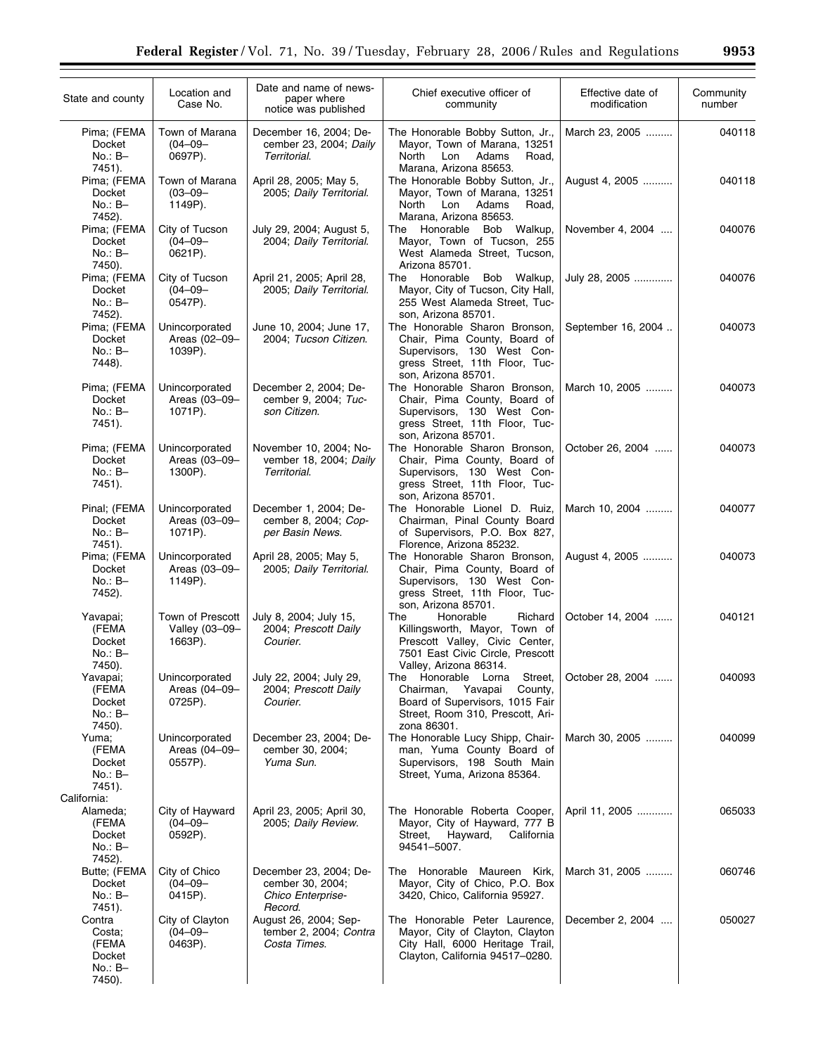| State and county | Location and Case No. | Date and name of newspaper where notice was published | Chief executive officer of community | Effective date of modification | Community number |
|---|---|---|---|---|---|
| Pima; (FEMA Docket No.: B–7451). | Town of Marana (04–09–0697P). | December 16, 2004; December 23, 2004; *Daily Territorial*. | The Honorable Bobby Sutton, Jr., Mayor, Town of Marana, 13251 North Lon Adams Road, Marana, Arizona 85653. | March 23, 2005 | 040118 |
| Pima; (FEMA Docket No.: B–7452). | Town of Marana (03–09–1149P). | April 28, 2005; May 5, 2005; *Daily Territorial*. | The Honorable Bobby Sutton, Jr., Mayor, Town of Marana, 13251 North Lon Adams Road, Marana, Arizona 85653. | August 4, 2005 | 040118 |
| Pima; (FEMA Docket No.: B–7450). | City of Tucson (04–09–0621P). | July 29, 2004; August 5, 2004; *Daily Territorial*. | The Honorable Bob Walkup, Mayor, Town of Tucson, 255 West Alameda Street, Tucson, Arizona 85701. | November 4, 2004 | 040076 |
| Pima; (FEMA Docket No.: B–7452). | City of Tucson (04–09–0547P). | April 21, 2005; April 28, 2005; *Daily Territorial*. | The Honorable Bob Walkup, Mayor, City of Tucson, City Hall, 255 West Alameda Street, Tucson, Arizona 85701. | July 28, 2005 | 040076 |
| Pima; (FEMA Docket No.: B–7448). | Unincorporated Areas (02–09–1039P). | June 10, 2004; June 17, 2004; *Tucson Citizen*. | The Honorable Sharon Bronson, Chair, Pima County, Board of Supervisors, 130 West Congress Street, 11th Floor, Tucson, Arizona 85701. | September 16, 2004 | 040073 |
| Pima; (FEMA Docket No.: B–7451). | Unincorporated Areas (03–09–1071P). | December 2, 2004; December 9, 2004; *Tucson Citizen*. | The Honorable Sharon Bronson, Chair, Pima County, Board of Supervisors, 130 West Congress Street, 11th Floor, Tucson, Arizona 85701. | March 10, 2005 | 040073 |
| Pima; (FEMA Docket No.: B–7451). | Unincorporated Areas (03–09–1300P). | November 10, 2004; November 18, 2004; *Daily Territorial*. | The Honorable Sharon Bronson, Chair, Pima County, Board of Supervisors, 130 West Congress Street, 11th Floor, Tucson, Arizona 85701. | October 26, 2004 | 040073 |
| Pinal; (FEMA Docket No.: B–7451). | Unincorporated Areas (03–09–1071P). | December 1, 2004; December 8, 2004; *Copper Basin News*. | The Honorable Lionel D. Ruiz, Chairman, Pinal County Board of Supervisors, P.O. Box 827, Florence, Arizona 85232. | March 10, 2004 | 040077 |
| Pima; (FEMA Docket No.: B–7452). | Unincorporated Areas (03–09–1149P). | April 28, 2005; May 5, 2005; *Daily Territorial*. | The Honorable Sharon Bronson, Chair, Pima County, Board of Supervisors, 130 West Congress Street, 11th Floor, Tucson, Arizona 85701. | August 4, 2005 | 040073 |
| Yavapai; (FEMA Docket No.: B–7450). | Town of Prescott Valley (03–09–1663P). | July 8, 2004; July 15, 2004; *Prescott Daily Courier*. | The Honorable Richard Killingsworth, Mayor, Town of Prescott Valley, Civic Center, 7501 East Civic Circle, Prescott Valley, Arizona 86314. | October 14, 2004 | 040121 |
| Yavapai; (FEMA Docket No.: B–7450). | Unincorporated Areas (04–09–0725P). | July 22, 2004; July 29, 2004; *Prescott Daily Courier*. | The Honorable Lorna Street, Chairman, Yavapai County, Board of Supervisors, 1015 Fair Street, Room 310, Prescott, Arizona 86301. | October 28, 2004 | 040093 |
| Yuma; (FEMA Docket No.: B–7451). | Unincorporated Areas (04–09–0557P). | December 23, 2004; December 30, 2004; *Yuma Sun*. | The Honorable Lucy Shipp, Chairman, Yuma County Board of Supervisors, 198 South Main Street, Yuma, Arizona 85364. | March 30, 2005 | 040099 |
| California: | | | | | |
| Alameda; (FEMA Docket No.: B–7452). | City of Hayward (04–09–0592P). | April 23, 2005; April 30, 2005; *Daily Review*. | The Honorable Roberta Cooper, Mayor, City of Hayward, 777 B Street, Hayward, California 94541–5007. | April 11, 2005 | 065033 |
| Butte; (FEMA Docket No.: B–7451). | City of Chico (04–09–0415P). | December 23, 2004; December 30, 2004; *Chico Enterprise-Record*. | The Honorable Maureen Kirk, Mayor, City of Chico, P.O. Box 3420, Chico, California 95927. | March 31, 2005 | 060746 |
| Contra Costa; (FEMA Docket No.: B–7450). | City of Clayton (04–09–0463P). | August 26, 2004; September 2, 2004; *Contra Costa Times*. | The Honorable Peter Laurence, Mayor, City of Clayton, Clayton City Hall, 6000 Heritage Trail, Clayton, California 94517–0280. | December 2, 2004 | 050027 |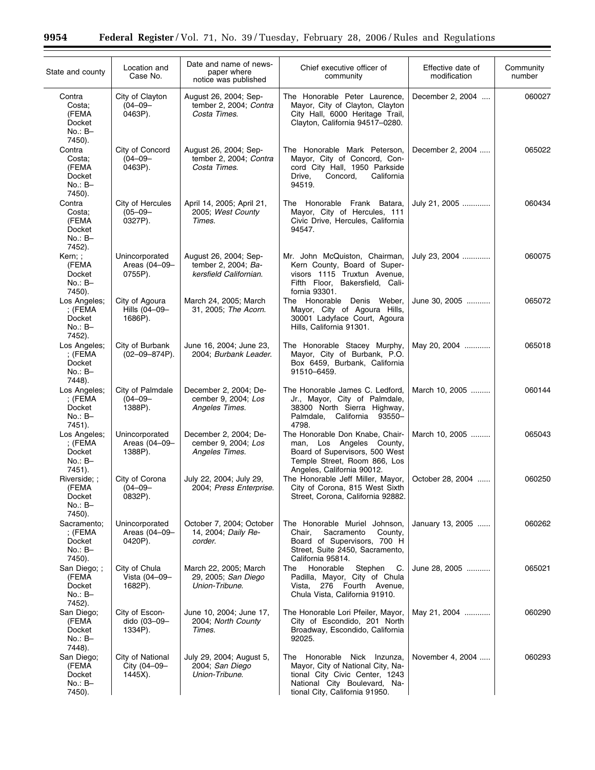| State and county | Location and Case No. | Date and name of newspaper where notice was published | Chief executive officer of community | Effective date of modification | Community number |
| --- | --- | --- | --- | --- | --- |
| Contra Costa; (FEMA Docket No.: B–7450). | City of Clayton (04–09–0463P). | August 26, 2004; September 2, 2004; *Contra Costa Times*. | The Honorable Peter Laurence, Mayor, City of Clayton, Clayton City Hall, 6000 Heritage Trail, Clayton, California 94517–0280. | December 2, 2004 | 060027 |
| Contra Costa; (FEMA Docket No.: B–7450). | City of Concord (04–09–0463P). | August 26, 2004; September 2, 2004; *Contra Costa Times*. | The Honorable Mark Peterson, Mayor, City of Concord, Concord City Hall, 1950 Parkside Drive, Concord, California 94519. | December 2, 2004 | 065022 |
| Contra Costa; (FEMA Docket No.: B–7452). | City of Hercules (05–09–0327P). | April 14, 2005; April 21, 2005; *West County Times*. | The Honorable Frank Batara, Mayor, City of Hercules, 111 Civic Drive, Hercules, California 94547. | July 21, 2005 | 060434 |
| Kern; ; (FEMA Docket No.: B–7450). | Unincorporated Areas (04–09–0755P). | August 26, 2004; September 2, 2004; *Bakersfield Californian*. | Mr. John McQuiston, Chairman, Kern County, Board of Supervisors 1115 Truxtun Avenue, Fifth Floor, Bakersfield, California 93301. | July 23, 2004 | 060075 |
| Los Angeles; ; (FEMA Docket No.: B–7452). | City of Agoura Hills (04–09–1686P). | March 24, 2005; March 31, 2005; *The Acorn*. | The Honorable Denis Weber, Mayor, City of Agoura Hills, 30001 Ladyface Court, Agoura Hills, California 91301. | June 30, 2005 | 065072 |
| Los Angeles; ; (FEMA Docket No.: B–7448). | City of Burbank (02–09–874P). | June 16, 2004; June 23, 2004; *Burbank Leader*. | The Honorable Stacey Murphy, Mayor, City of Burbank, P.O. Box 6459, Burbank, California 91510–6459. | May 20, 2004 | 065018 |
| Los Angeles; ; (FEMA Docket No.: B–7451). | City of Palmdale (04–09–1388P). | December 2, 2004; December 9, 2004; *Los Angeles Times*. | The Honorable James C. Ledford, Jr., Mayor, City of Palmdale, 38300 North Sierra Highway, Palmdale, California 93550–4798. | March 10, 2005 | 060144 |
| Los Angeles; ; (FEMA Docket No.: B–7451). | Unincorporated Areas (04–09–1388P). | December 2, 2004; December 9, 2004; *Los Angeles Times*. | The Honorable Don Knabe, Chairman, Los Angeles County, Board of Supervisors, 500 West Temple Street, Room 866, Los Angeles, California 90012. | March 10, 2005 | 065043 |
| Riverside; ; (FEMA Docket No.: B–7450). | City of Corona (04–09–0832P). | July 22, 2004; July 29, 2004; *Press Enterprise*. | The Honorable Jeff Miller, Mayor, City of Corona, 815 West Sixth Street, Corona, California 92882. | October 28, 2004 | 060250 |
| Sacramento; ; (FEMA Docket No.: B–7450). | Unincorporated Areas (04–09–0420P). | October 7, 2004; October 14, 2004; *Daily Recorder*. | The Honorable Muriel Johnson, Chair, Sacramento County, Board of Supervisors, 700 H Street, Suite 2450, Sacramento, California 95814. | January 13, 2005 | 060262 |
| San Diego; ; (FEMA Docket No.: B–7452). | City of Chula Vista (04–09–1682P). | March 22, 2005; March 29, 2005; *San Diego Union-Tribune*. | The Honorable Stephen C. Padilla, Mayor, City of Chula Vista, 276 Fourth Avenue, Chula Vista, California 91910. | June 28, 2005 | 065021 |
| San Diego; (FEMA Docket No.: B–7448). | City of Escondido (03–09–1334P). | June 10, 2004; June 17, 2004; *North County Times*. | The Honorable Lori Pfeiler, Mayor, City of Escondido, 201 North Broadway, Escondido, California 92025. | May 21, 2004 | 060290 |
| San Diego; (FEMA Docket No.: B–7450). | City of National City (04–09–1445X). | July 29, 2004; August 5, 2004; *San Diego Union-Tribune*. | The Honorable Nick Inzunza, Mayor, City of National City, National City Civic Center, 1243 National City Boulevard, National City, California 91950. | November 4, 2004 | 060293 |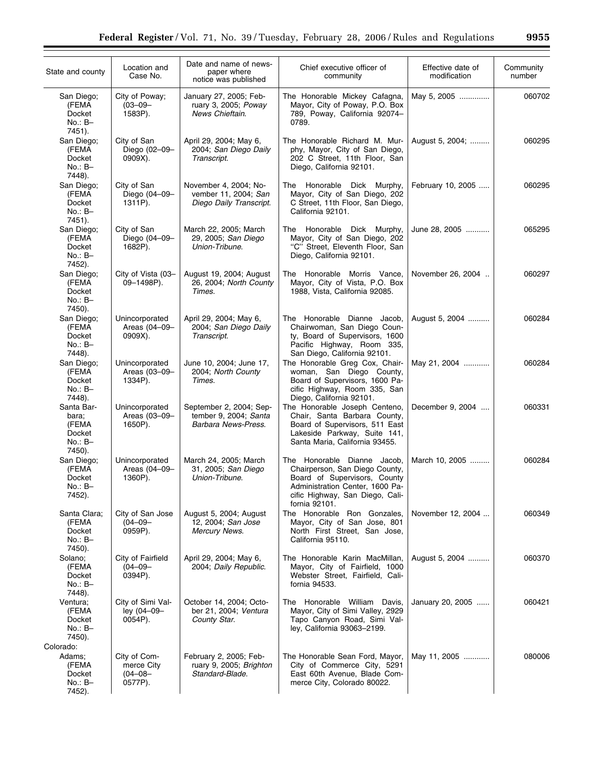| State and county | Location and Case No. | Date and name of newspaper where notice was published | Chief executive officer of community | Effective date of modification | Community number |
|---|---|---|---|---|---|
| San Diego; (FEMA Docket No.: B–7451). | City of Poway; (03–09–1583P). | January 27, 2005; February 3, 2005; *Poway News Chieftain*. | The Honorable Mickey Cafagna, Mayor, City of Poway, P.O. Box 789, Poway, California 92074–0789. | May 5, 2005 | 060702 |
| San Diego; (FEMA Docket No.: B–7448). | City of San Diego (02–09–0909X). | April 29, 2004; May 6, 2004; *San Diego Daily Transcript*. | The Honorable Richard M. Murphy, Mayor, City of San Diego, 202 C Street, 11th Floor, San Diego, California 92101. | August 5, 2004; | 060295 |
| San Diego; (FEMA Docket No.: B–7451). | City of San Diego (04–09–1311P). | November 4, 2004; November 11, 2004; *San Diego Daily Transcript*. | The Honorable Dick Murphy, Mayor, City of San Diego, 202 C Street, 11th Floor, San Diego, California 92101. | February 10, 2005 | 060295 |
| San Diego; (FEMA Docket No.: B–7452). | City of San Diego (04–09–1682P). | March 22, 2005; March 29, 2005; *San Diego Union-Tribune*. | The Honorable Dick Murphy, Mayor, City of San Diego, 202 "C" Street, Eleventh Floor, San Diego, California 92101. | June 28, 2005 | 065295 |
| San Diego; (FEMA Docket No.: B–7450). | City of Vista (03–09–1498P). | August 19, 2004; August 26, 2004; *North County Times*. | The Honorable Morris Vance, Mayor, City of Vista, P.O. Box 1988, Vista, California 92085. | November 26, 2004 | 060297 |
| San Diego; (FEMA Docket No.: B–7448). | Unincorporated Areas (04–09–0909X). | April 29, 2004; May 6, 2004; *San Diego Daily Transcript*. | The Honorable Dianne Jacob, Chairwoman, San Diego County, Board of Supervisors, 1600 Pacific Highway, Room 335, San Diego, California 92101. | August 5, 2004 | 060284 |
| San Diego; (FEMA Docket No.: B–7448). | Unincorporated Areas (03–09–1334P). | June 10, 2004; June 17, 2004; *North County Times*. | The Honorable Greg Cox, Chairwoman, San Diego County, Board of Supervisors, 1600 Pacific Highway, Room 335, San Diego, California 92101. | May 21, 2004 | 060284 |
| Santa Barbara; (FEMA Docket No.: B–7450). | Unincorporated Areas (03–09–1650P). | September 2, 2004; September 9, 2004; *Santa Barbara News-Press*. | The Honorable Joseph Centeno, Chair, Santa Barbara County, Board of Supervisors, 511 East Lakeside Parkway, Suite 141, Santa Maria, California 93455. | December 9, 2004 | 060331 |
| San Diego; (FEMA Docket No.: B–7452). | Unincorporated Areas (04–09–1360P). | March 24, 2005; March 31, 2005; *San Diego Union-Tribune*. | The Honorable Dianne Jacob, Chairperson, San Diego County, Board of Supervisors, County Administration Center, 1600 Pacific Highway, San Diego, California 92101. | March 10, 2005 | 060284 |
| Santa Clara; (FEMA Docket No.: B–7450). | City of San Jose (04–09–0959P). | August 5, 2004; August 12, 2004; *San Jose Mercury News*. | The Honorable Ron Gonzales, Mayor, City of San Jose, 801 North First Street, San Jose, California 95110. | November 12, 2004 | 060349 |
| Solano; (FEMA Docket No.: B–7448). | City of Fairfield (04–09–0394P). | April 29, 2004; May 6, 2004; *Daily Republic*. | The Honorable Karin MacMillan, Mayor, City of Fairfield, 1000 Webster Street, Fairfield, California 94533. | August 5, 2004 | 060370 |
| Ventura; (FEMA Docket No.: B–7450). | City of Simi Valley (04–09–0054P). | October 14, 2004; October 21, 2004; *Ventura County Star*. | The Honorable William Davis, Mayor, City of Simi Valley, 2929 Tapo Canyon Road, Simi Valley, California 93063–2199. | January 20, 2005 | 060421 |
| Colorado: | | | | | |
| Adams; (FEMA Docket No.: B–7452). | City of Commerce City (04–08–0577P). | February 2, 2005; February 9, 2005; *Brighton Standard-Blade*. | The Honorable Sean Ford, Mayor, City of Commerce City, 5291 East 60th Avenue, Blade Commerce City, Colorado 80022. | May 11, 2005 | 080006 |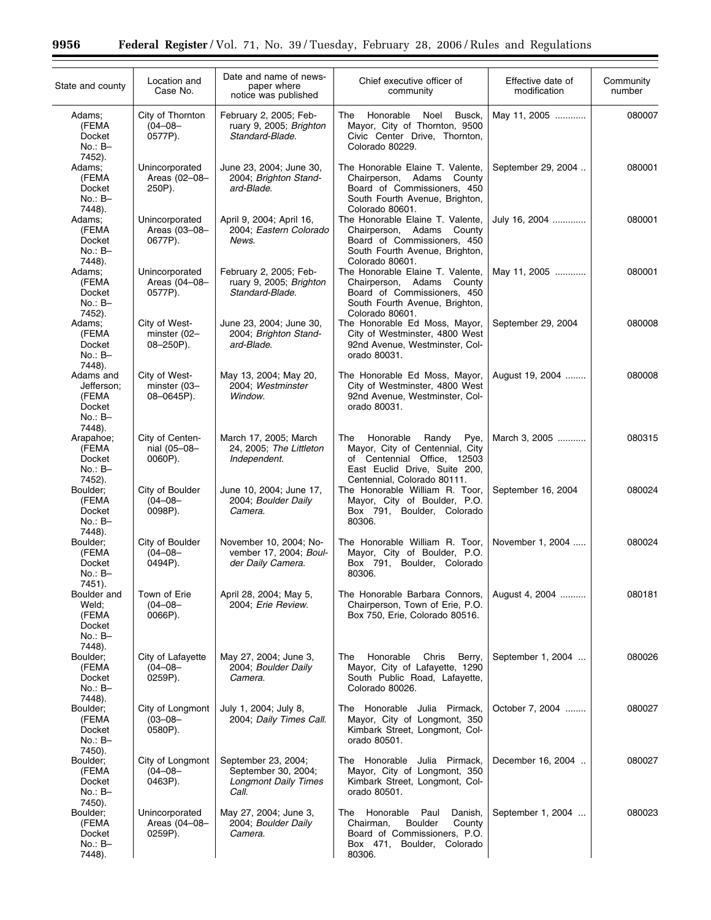| State and county | Location and Case No. | Date and name of newspaper where notice was published | Chief executive officer of community | Effective date of modification | Community number |
| --- | --- | --- | --- | --- | --- |
| Adams; (FEMA Docket No.: B–7452). | City of Thornton (04–08–0577P). | February 2, 2005; February 9, 2005; *Brighton Standard-Blade*. | The Honorable Noel Busck, Mayor, City of Thornton, 9500 Civic Center Drive, Thornton, Colorado 80229. | May 11, 2005 | 080007 |
| Adams; (FEMA Docket No.: B–7448). | Unincorporated Areas (02–08–250P). | June 23, 2004; June 30, 2004; *Brighton Standard-Blade*. | The Honorable Elaine T. Valente, Chairperson, Adams County Board of Commissioners, 450 South Fourth Avenue, Brighton, Colorado 80601. | September 29, 2004 | 080001 |
| Adams; (FEMA Docket No.: B–7448). | Unincorporated Areas (03–08–0677P). | April 9, 2004; April 16, 2004; *Eastern Colorado News*. | The Honorable Elaine T. Valente, Chairperson, Adams County Board of Commissioners, 450 South Fourth Avenue, Brighton, Colorado 80601. | July 16, 2004 | 080001 |
| Adams; (FEMA Docket No.: B–7452). | Unincorporated Areas (04–08–0577P). | February 2, 2005; February 9, 2005; *Brighton Standard-Blade*. | The Honorable Elaine T. Valente, Chairperson, Adams County Board of Commissioners, 450 South Fourth Avenue, Brighton, Colorado 80601. | May 11, 2005 | 080001 |
| Adams; (FEMA Docket No.: B–7448). | City of Westminster (02–08–250P). | June 23, 2004; June 30, 2004; *Brighton Standard-Blade*. | The Honorable Ed Moss, Mayor, City of Westminster, 4800 West 92nd Avenue, Westminster, Colorado 80031. | September 29, 2004 | 080008 |
| Adams and Jefferson; (FEMA Docket No.: B–7448). | City of Westminster (03–08–0645P). | May 13, 2004; May 20, 2004; *Westminster Window*. | The Honorable Ed Moss, Mayor, City of Westminster, 4800 West 92nd Avenue, Westminster, Colorado 80031. | August 19, 2004 | 080008 |
| Arapahoe; (FEMA Docket No.: B–7452). | City of Centennial (05–08–0060P). | March 17, 2005; March 24, 2005; *The Littleton Independent*. | The Honorable Randy Pye, Mayor, City of Centennial, City of Centennial Office, 12503 East Euclid Drive, Suite 200, Centennial, Colorado 80111. | March 3, 2005 | 080315 |
| Boulder; (FEMA Docket No.: B–7448). | City of Boulder (04–08–0098P). | June 10, 2004; June 17, 2004; *Boulder Daily Camera*. | The Honorable William R. Toor, Mayor, City of Boulder, P.O. Box 791, Boulder, Colorado 80306. | September 16, 2004 | 080024 |
| Boulder; (FEMA Docket No.: B–7451). | City of Boulder (04–08–0494P). | November 10, 2004; November 17, 2004; *Boulder Daily Camera*. | The Honorable William R. Toor, Mayor, City of Boulder, P.O. Box 791, Boulder, Colorado 80306. | November 1, 2004 | 080024 |
| Boulder and Weld; (FEMA Docket No.: B–7448). | Town of Erie (04–08–0066P). | April 28, 2004; May 5, 2004; *Erie Review*. | The Honorable Barbara Connors, Chairperson, Town of Erie, P.O. Box 750, Erie, Colorado 80516. | August 4, 2004 | 080181 |
| Boulder; (FEMA Docket No.: B–7448). | City of Lafayette (04–08–0259P). | May 27, 2004; June 3, 2004; *Boulder Daily Camera*. | The Honorable Chris Berry, Mayor, City of Lafayette, 1290 South Public Road, Lafayette, Colorado 80026. | September 1, 2004 | 080026 |
| Boulder; (FEMA Docket No.: B–7450). | City of Longmont (03–08–0580P). | July 1, 2004; July 8, 2004; *Daily Times Call*. | The Honorable Julia Pirmack, Mayor, City of Longmont, 350 Kimbark Street, Longmont, Colorado 80501. | October 7, 2004 | 080027 |
| Boulder; (FEMA Docket No.: B–7450). | City of Longmont (04–08–0463P). | September 23, 2004; September 30, 2004; *Longmont Daily Times Call*. | The Honorable Julia Pirmack, Mayor, City of Longmont, 350 Kimbark Street, Longmont, Colorado 80501. | December 16, 2004 | 080027 |
| Boulder; (FEMA Docket No.: B–7448). | Unincorporated Areas (04–08–0259P). | May 27, 2004; June 3, 2004; *Boulder Daily Camera*. | The Honorable Paul Danish, Chairman, Boulder County Board of Commissioners, P.O. Box 471, Boulder, Colorado 80306. | September 1, 2004 | 080023 |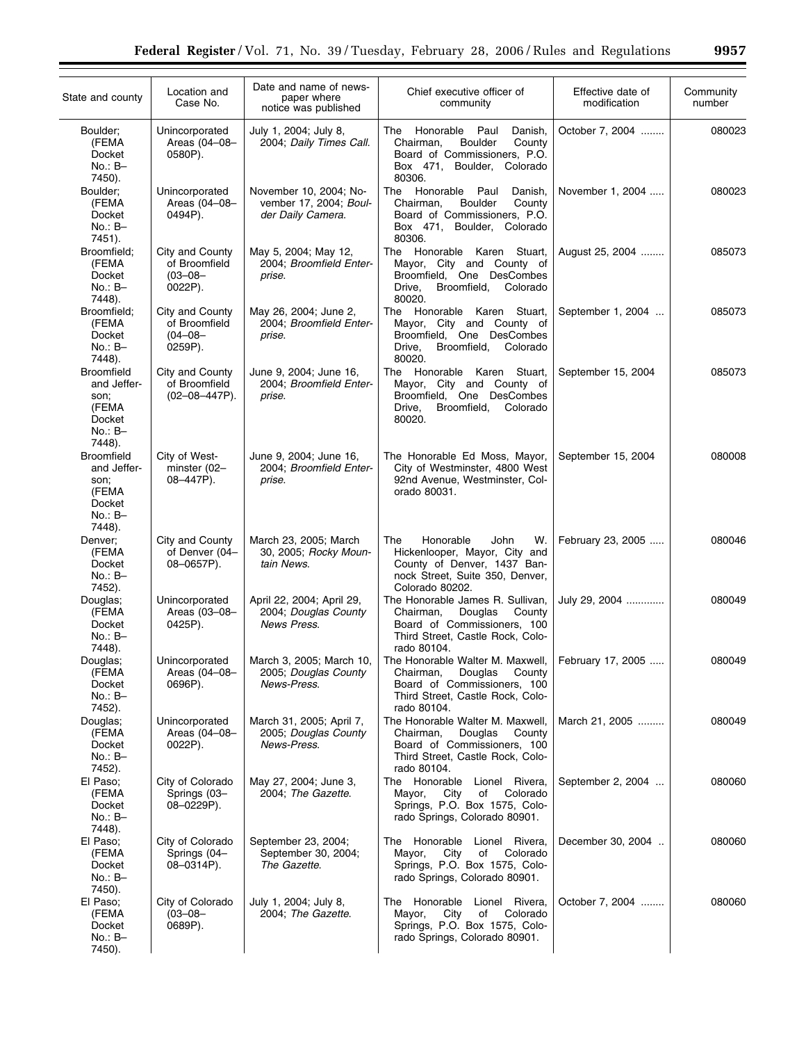| State and county | Location and Case No. | Date and name of newspaper where notice was published | Chief executive officer of community | Effective date of modification | Community number |
| --- | --- | --- | --- | --- | --- |
| Boulder; (FEMA Docket No.: B–7450). | Unincorporated Areas (04–08–0580P). | July 1, 2004; July 8, 2004; *Daily Times Call*. | The Honorable Paul Danish, Chairman, Boulder County Board of Commissioners, P.O. Box 471, Boulder, Colorado 80306. | October 7, 2004 | 080023 |
| Boulder; (FEMA Docket No.: B–7451). | Unincorporated Areas (04–08–0494P). | November 10, 2004; November 17, 2004; *Boulder Daily Camera*. | The Honorable Paul Danish, Chairman, Boulder County Board of Commissioners, P.O. Box 471, Boulder, Colorado 80306. | November 1, 2004 | 080023 |
| Broomfield; (FEMA Docket No.: B–7448). | City and County of Broomfield (03–08–0022P). | May 5, 2004; May 12, 2004; *Broomfield Enterprise*. | The Honorable Karen Stuart, Mayor, City and County of Broomfield, One DesCombes Drive, Broomfield, Colorado 80020. | August 25, 2004 | 085073 |
| Broomfield; (FEMA Docket No.: B–7448). | City and County of Broomfield (04–08–0259P). | May 26, 2004; June 2, 2004; *Broomfield Enterprise*. | The Honorable Karen Stuart, Mayor, City and County of Broomfield, One DesCombes Drive, Broomfield, Colorado 80020. | September 1, 2004 | 085073 |
| Broomfield and Jefferson; (FEMA Docket No.: B–7448). | City and County of Broomfield (02–08–447P). | June 9, 2004; June 16, 2004; *Broomfield Enterprise*. | The Honorable Karen Stuart, Mayor, City and County of Broomfield, One DesCombes Drive, Broomfield, Colorado 80020. | September 15, 2004 | 085073 |
| Broomfield and Jefferson; (FEMA Docket No.: B–7448). | City of Westminster (02–08–447P). | June 9, 2004; June 16, 2004; *Broomfield Enterprise*. | The Honorable Ed Moss, Mayor, City of Westminster, 4800 West 92nd Avenue, Westminster, Colorado 80031. | September 15, 2004 | 080008 |
| Denver; (FEMA Docket No.: B–7452). | City and County of Denver (04–08–0657P). | March 23, 2005; March 30, 2005; *Rocky Mountain News*. | The Honorable John W. Hickenlooper, Mayor, City and County of Denver, 1437 Bannock Street, Suite 350, Denver, Colorado 80202. | February 23, 2005 | 080046 |
| Douglas; (FEMA Docket No.: B–7448). | Unincorporated Areas (03–08–0425P). | April 22, 2004; April 29, 2004; *Douglas County News Press*. | The Honorable James R. Sullivan, Chairman, Douglas County Board of Commissioners, 100 Third Street, Castle Rock, Colorado 80104. | July 29, 2004 | 080049 |
| Douglas; (FEMA Docket No.: B–7452). | Unincorporated Areas (04–08–0696P). | March 3, 2005; March 10, 2005; *Douglas County News-Press*. | The Honorable Walter M. Maxwell, Chairman, Douglas County Board of Commissioners, 100 Third Street, Castle Rock, Colorado 80104. | February 17, 2005 | 080049 |
| Douglas; (FEMA Docket No.: B–7452). | Unincorporated Areas (04–08–0022P). | March 31, 2005; April 7, 2005; *Douglas County News-Press*. | The Honorable Walter M. Maxwell, Chairman, Douglas County Board of Commissioners, 100 Third Street, Castle Rock, Colorado 80104. | March 21, 2005 | 080049 |
| El Paso; (FEMA Docket No.: B–7448). | City of Colorado Springs (03–08–0229P). | May 27, 2004; June 3, 2004; *The Gazette*. | The Honorable Lionel Rivera, Mayor, City of Colorado Springs, P.O. Box 1575, Colorado Springs, Colorado 80901. | September 2, 2004 | 080060 |
| El Paso; (FEMA Docket No.: B–7450). | City of Colorado Springs (04–08–0314P). | September 23, 2004; September 30, 2004; *The Gazette*. | The Honorable Lionel Rivera, Mayor, City of Colorado Springs, P.O. Box 1575, Colorado Springs, Colorado 80901. | December 30, 2004 | 080060 |
| El Paso; (FEMA Docket No.: B–7450). | City of Colorado (03–08–0689P). | July 1, 2004; July 8, 2004; *The Gazette*. | The Honorable Lionel Rivera, Mayor, City of Colorado Springs, P.O. Box 1575, Colorado Springs, Colorado 80901. | October 7, 2004 | 080060 |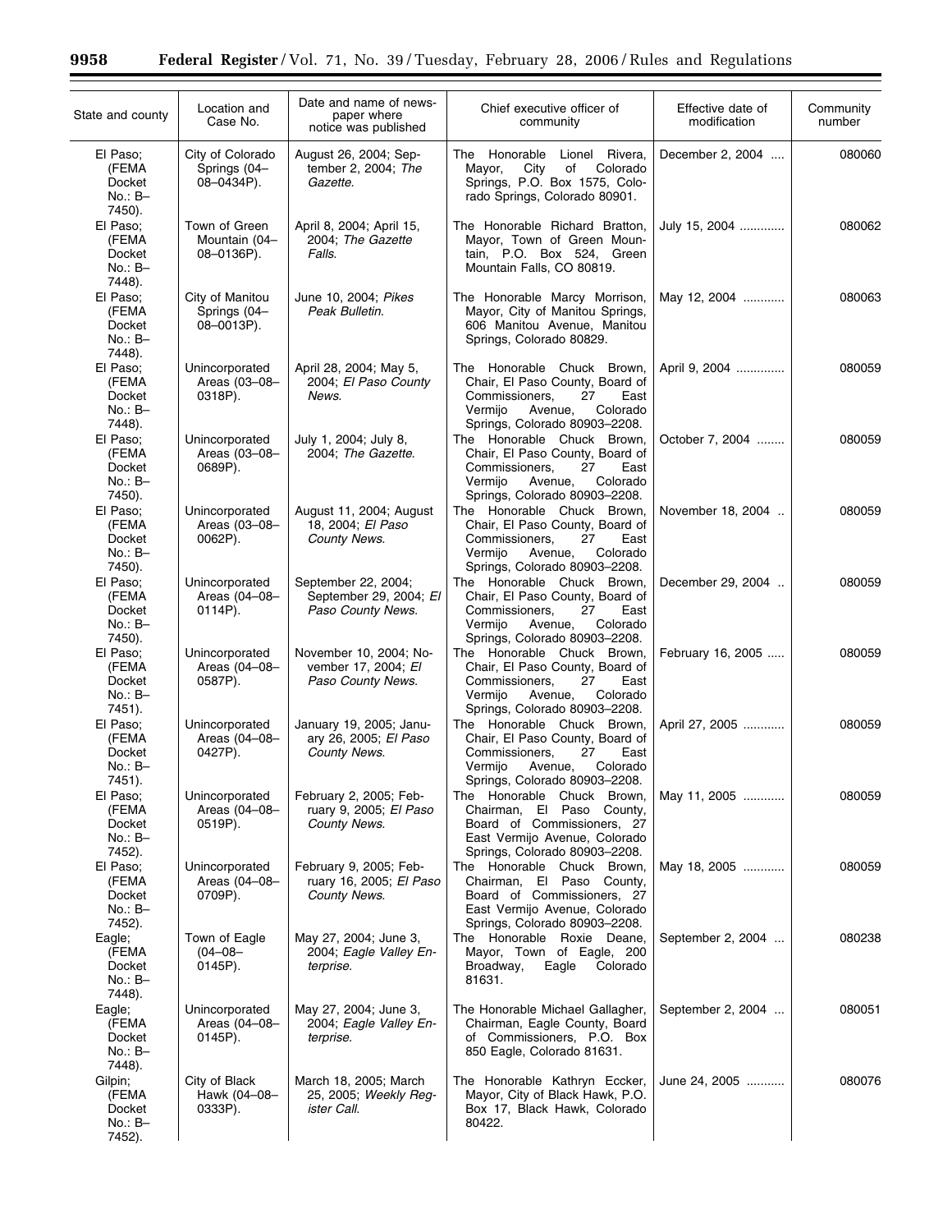| State and county | Location and Case No. | Date and name of newspaper where notice was published | Chief executive officer of community | Effective date of modification | Community number |
|---|---|---|---|---|---|
| El Paso; (FEMA Docket No.: B–7450). | City of Colorado Springs (04–08–0434P). | August 26, 2004; September 2, 2004; *The Gazette*. | The Honorable Lionel Rivera, Mayor, City of Colorado Springs, P.O. Box 1575, Colorado Springs, Colorado 80901. | December 2, 2004 | 080060 |
| El Paso; (FEMA Docket No.: B–7448). | Town of Green Mountain (04–08–0136P). | April 8, 2004; April 15, 2004; *The Gazette Falls*. | The Honorable Richard Bratton, Mayor, Town of Green Mountain, P.O. Box 524, Green Mountain Falls, CO 80819. | July 15, 2004 | 080062 |
| El Paso; (FEMA Docket No.: B–7448). | City of Manitou Springs (04–08–0013P). | June 10, 2004; *Pikes Peak Bulletin*. | The Honorable Marcy Morrison, Mayor, City of Manitou Springs, 606 Manitou Avenue, Manitou Springs, Colorado 80829. | May 12, 2004 | 080063 |
| El Paso; (FEMA Docket No.: B–7448). | Unincorporated Areas (03–08–0318P). | April 28, 2004; May 5, 2004; *El Paso County News*. | The Honorable Chuck Brown, Chair, El Paso County, Board of Commissioners, 27 East Vermijo Avenue, Colorado Springs, Colorado 80903–2208. | April 9, 2004 | 080059 |
| El Paso; (FEMA Docket No.: B–7450). | Unincorporated Areas (03–08–0689P). | July 1, 2004; July 8, 2004; *The Gazette*. | The Honorable Chuck Brown, Chair, El Paso County, Board of Commissioners, 27 East Vermijo Avenue, Colorado Springs, Colorado 80903–2208. | October 7, 2004 | 080059 |
| El Paso; (FEMA Docket No.: B–7450). | Unincorporated Areas (03–08–0062P). | August 11, 2004; August 18, 2004; *El Paso County News*. | The Honorable Chuck Brown, Chair, El Paso County, Board of Commissioners, 27 East Vermijo Avenue, Colorado Springs, Colorado 80903–2208. | November 18, 2004 | 080059 |
| El Paso; (FEMA Docket No.: B–7450). | Unincorporated Areas (04–08–0114P). | September 22, 2004; September 29, 2004; *El Paso County News*. | The Honorable Chuck Brown, Chair, El Paso County, Board of Commissioners, 27 East Vermijo Avenue, Colorado Springs, Colorado 80903–2208. | December 29, 2004 | 080059 |
| El Paso; (FEMA Docket No.: B–7451). | Unincorporated Areas (04–08–0587P). | November 10, 2004; November 17, 2004; *El Paso County News*. | The Honorable Chuck Brown, Chair, El Paso County, Board of Commissioners, 27 East Vermijo Avenue, Colorado Springs, Colorado 80903–2208. | February 16, 2005 | 080059 |
| El Paso; (FEMA Docket No.: B–7451). | Unincorporated Areas (04–08–0427P). | January 19, 2005; January 26, 2005; *El Paso County News*. | The Honorable Chuck Brown, Chair, El Paso County, Board of Commissioners, 27 East Vermijo Avenue, Colorado Springs, Colorado 80903–2208. | April 27, 2005 | 080059 |
| El Paso; (FEMA Docket No.: B–7452). | Unincorporated Areas (04–08–0519P). | February 2, 2005; February 9, 2005; *El Paso County News*. | The Honorable Chuck Brown, Chairman, El Paso County, Board of Commissioners, 27 East Vermijo Avenue, Colorado Springs, Colorado 80903–2208. | May 11, 2005 | 080059 |
| El Paso; (FEMA Docket No.: B–7452). | Unincorporated Areas (04–08–0709P). | February 9, 2005; February 16, 2005; *El Paso County News*. | The Honorable Chuck Brown, Chairman, El Paso County, Board of Commissioners, 27 East Vermijo Avenue, Colorado Springs, Colorado 80903–2208. | May 18, 2005 | 080059 |
| Eagle; (FEMA Docket No.: B–7448). | Town of Eagle (04–08–0145P). | May 27, 2004; June 3, 2004; *Eagle Valley Enterprise*. | The Honorable Roxie Deane, Mayor, Town of Eagle, 200 Broadway, Eagle Colorado 81631. | September 2, 2004 | 080238 |
| Eagle; (FEMA Docket No.: B–7448). | Unincorporated Areas (04–08–0145P). | May 27, 2004; June 3, 2004; *Eagle Valley Enterprise*. | The Honorable Michael Gallagher, Chairman, Eagle County, Board of Commissioners, P.O. Box 850 Eagle, Colorado 81631. | September 2, 2004 | 080051 |
| Gilpin; (FEMA Docket No.: B–7452). | City of Black Hawk (04–08–0333P). | March 18, 2005; March 25, 2005; *Weekly Register Call*. | The Honorable Kathryn Eccker, Mayor, City of Black Hawk, P.O. Box 17, Black Hawk, Colorado 80422. | June 24, 2005 | 080076 |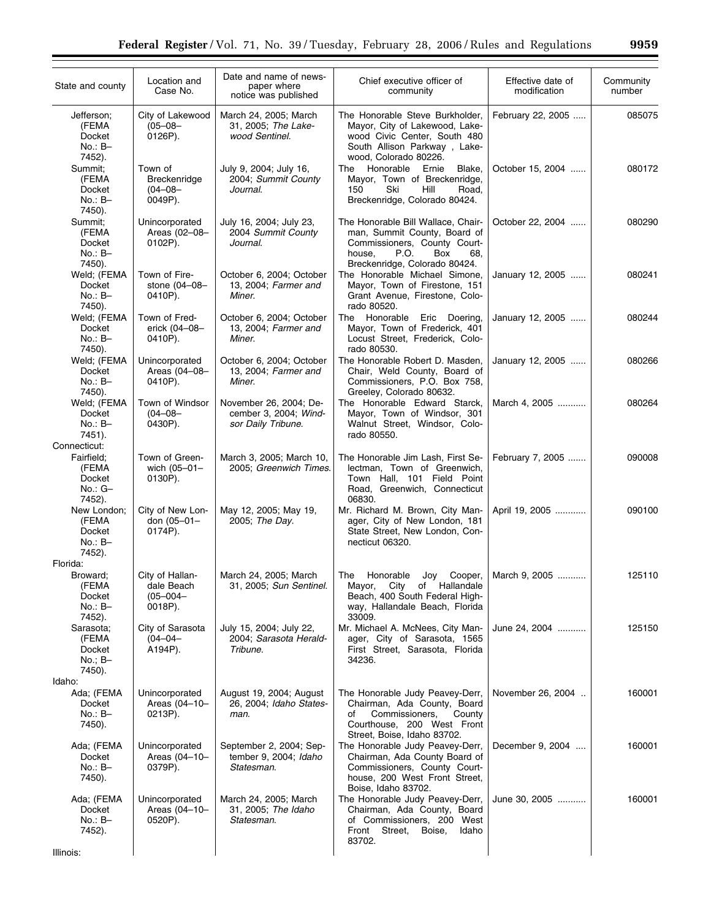| State and county | Location and Case No. | Date and name of newspaper where notice was published | Chief executive officer of community | Effective date of modification | Community number |
|---|---|---|---|---|---|
| Jefferson; (FEMA Docket No.: B–7452). | City of Lakewood (05–08–0126P). | March 24, 2005; March 31, 2005; *The Lakewood Sentinel*. | The Honorable Steve Burkholder, Mayor, City of Lakewood, Lakewood Civic Center, South 480 South Allison Parkway , Lakewood, Colorado 80226. | February 22, 2005 | 085075 |
| Summit; (FEMA Docket No.: B–7450). | Town of Breckenridge (04–08–0049P). | July 9, 2004; July 16, 2004; *Summit County Journal*. | The Honorable Ernie Blake, Mayor, Town of Breckenridge, 150 Ski Hill Road, Breckenridge, Colorado 80424. | October 15, 2004 | 080172 |
| Summit; (FEMA Docket No.: B–7450). | Unincorporated Areas (02–08–0102P). | July 16, 2004; July 23, 2004 *Summit County Journal*. | The Honorable Bill Wallace, Chairman, Summit County, Board of Commissioners, County Courthouse, P.O. Box 68, Breckenridge, Colorado 80424. | October 22, 2004 | 080290 |
| Weld; (FEMA Docket No.: B–7450). | Town of Firestone (04–08–0410P). | October 6, 2004; October 13, 2004; *Farmer and Miner*. | The Honorable Michael Simone, Mayor, Town of Firestone, 151 Grant Avenue, Firestone, Colorado 80520. | January 12, 2005 | 080241 |
| Weld; (FEMA Docket No.: B–7450). | Town of Frederick (04–08–0410P). | October 6, 2004; October 13, 2004; *Farmer and Miner*. | The Honorable Eric Doering, Mayor, Town of Frederick, 401 Locust Street, Frederick, Colorado 80530. | January 12, 2005 | 080244 |
| Weld; (FEMA Docket No.: B–7450). | Unincorporated Areas (04–08–0410P). | October 6, 2004; October 13, 2004; *Farmer and Miner*. | The Honorable Robert D. Masden, Chair, Weld County, Board of Commissioners, P.O. Box 758, Greeley, Colorado 80632. | January 12, 2005 | 080266 |
| Weld; (FEMA Docket No.: B–7451). | Town of Windsor (04–08–0430P). | November 26, 2004; December 3, 2004; *Windsor Daily Tribune*. | The Honorable Edward Starck, Mayor, Town of Windsor, 301 Walnut Street, Windsor, Colorado 80550. | March 4, 2005 | 080264 |
| Connecticut: | | | | | |
| Fairfield; (FEMA Docket No.: G–7452). | Town of Greenwich (05–01–0130P). | March 3, 2005; March 10, 2005; *Greenwich Times*. | The Honorable Jim Lash, First Selectman, Town of Greenwich, Town Hall, 101 Field Point Road, Greenwich, Connecticut 06830. | February 7, 2005 | 090008 |
| New London; (FEMA Docket No.: B–7452). | City of New London (05–01–0174P). | May 12, 2005; May 19, 2005; *The Day*. | Mr. Richard M. Brown, City Manager, City of New London, 181 State Street, New London, Connecticut 06320. | April 19, 2005 | 090100 |
| Florida: | | | | | |
| Broward; (FEMA Docket No.: B–7452). | City of Hallandale Beach (05–004–0018P). | March 24, 2005; March 31, 2005; *Sun Sentinel*. | The Honorable Joy Cooper, Mayor, City of Hallandale Beach, 400 South Federal Highway, Hallandale Beach, Florida 33009. | March 9, 2005 | 125110 |
| Sarasota; (FEMA Docket No.; B–7450). | City of Sarasota (04–04–A194P). | July 15, 2004; July 22, 2004; *Sarasota Herald-Tribune*. | Mr. Michael A. McNees, City Manager, City of Sarasota, 1565 First Street, Sarasota, Florida 34236. | June 24, 2004 | 125150 |
| Idaho: | | | | | |
| Ada; (FEMA Docket No.: B–7450). | Unincorporated Areas (04–10–0213P). | August 19, 2004; August 26, 2004; *Idaho Statesman*. | The Honorable Judy Peavey-Derr, Chairman, Ada County, Board of Commissioners, County Courthouse, 200 West Front Street, Boise, Idaho 83702. | November 26, 2004 | 160001 |
| Ada; (FEMA Docket No.: B–7450). | Unincorporated Areas (04–10–0379P). | September 2, 2004; September 9, 2004; *Idaho Statesman*. | The Honorable Judy Peavey-Derr, Chairman, Ada County Board of Commissioners, County Courthouse, 200 West Front Street, Boise, Idaho 83702. | December 9, 2004 | 160001 |
| Ada; (FEMA Docket No.: B–7452). | Unincorporated Areas (04–10–0520P). | March 24, 2005; March 31, 2005; *The Idaho Statesman*. | The Honorable Judy Peavey-Derr, Chairman, Ada County, Board of Commissioners, 200 West Front Street, Boise, Idaho 83702. | June 30, 2005 | 160001 |
| Illinois: | | | | | |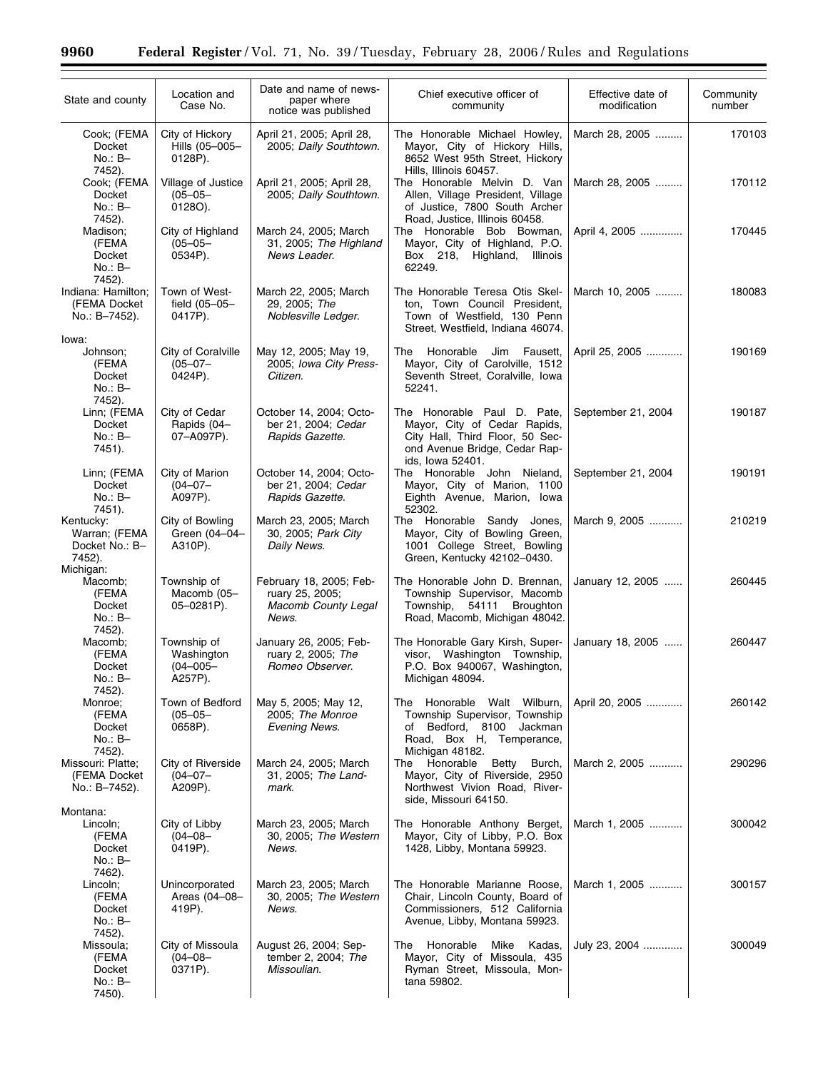| State and county | Location and Case No. | Date and name of newspaper where notice was published | Chief executive officer of community | Effective date of modification | Community number |
|---|---|---|---|---|---|
| Cook; (FEMA Docket No.: B–7452). | City of Hickory Hills (05–005–0128P). | April 21, 2005; April 28, 2005; *Daily Southtown*. | The Honorable Michael Howley, Mayor, City of Hickory Hills, 8652 West 95th Street, Hickory Hills, Illinois 60457. | March 28, 2005 | 170103 |
| Cook; (FEMA Docket No.: B–7452). | Village of Justice (05–05–0128O). | April 21, 2005; April 28, 2005; *Daily Southtown*. | The Honorable Melvin D. Van Allen, Village President, Village of Justice, 7800 South Archer Road, Justice, Illinois 60458. | March 28, 2005 | 170112 |
| Madison; (FEMA Docket No.: B–7452). | City of Highland (05–05–0534P). | March 24, 2005; March 31, 2005; *The Highland News Leader*. | The Honorable Bob Bowman, Mayor, City of Highland, P.O. Box 218, Highland, Illinois 62249. | April 4, 2005 | 170445 |
| Indiana: Hamilton; (FEMA Docket No.: B–7452). | Town of Westfield (05–05–0417P). | March 22, 2005; March 29, 2005; *The Noblesville Ledger*. | The Honorable Teresa Otis Skelton, Town Council President, Town of Westfield, 130 Penn Street, Westfield, Indiana 46074. | March 10, 2005 | 180083 |
| Iowa: | | | | | |
| Johnson; (FEMA Docket No.: B–7452). | City of Coralville (05–07–0424P). | May 12, 2005; May 19, 2005; *Iowa City Press-Citizen*. | The Honorable Jim Fausett, Mayor, City of Carolville, 1512 Seventh Street, Coralville, Iowa 52241. | April 25, 2005 | 190169 |
| Linn; (FEMA Docket No.: B–7451). | City of Cedar Rapids (04–07–A097P). | October 14, 2004; October 21, 2004; *Cedar Rapids Gazette*. | The Honorable Paul D. Pate, Mayor, City of Cedar Rapids, City Hall, Third Floor, 50 Second Avenue Bridge, Cedar Rapids, Iowa 52401. | September 21, 2004 | 190187 |
| Linn; (FEMA Docket No.: B–7451). | City of Marion (04–07–A097P). | October 14, 2004; October 21, 2004; *Cedar Rapids Gazette*. | The Honorable John Nieland, Mayor, City of Marion, 1100 Eighth Avenue, Marion, Iowa 52302. | September 21, 2004 | 190191 |
| Kentucky: Warran; (FEMA Docket No.: B–7452). | City of Bowling Green (04–04–A310P). | March 23, 2005; March 30, 2005; *Park City Daily News*. | The Honorable Sandy Jones, Mayor, City of Bowling Green, 1001 College Street, Bowling Green, Kentucky 42102–0430. | March 9, 2005 | 210219 |
| Michigan: | | | | | |
| Macomb; (FEMA Docket No.: B–7452). | Township of Macomb (05–05–0281P). | February 18, 2005; February 25, 2005; *Macomb County Legal News*. | The Honorable John D. Brennan, Township Supervisor, Macomb Township, 54111 Broughton Road, Macomb, Michigan 48042. | January 12, 2005 | 260445 |
| Macomb; (FEMA Docket No.: B–7452). | Township of Washington (04–005–A257P). | January 26, 2005; February 2, 2005; *The Romeo Observer*. | The Honorable Gary Kirsh, Supervisor, Washington Township, P.O. Box 940067, Washington, Michigan 48094. | January 18, 2005 | 260447 |
| Monroe; (FEMA Docket No.: B–7452). | Town of Bedford (05–05–0658P). | May 5, 2005; May 12, 2005; *The Monroe Evening News*. | The Honorable Walt Wilburn, Township Supervisor, Township of Bedford, 8100 Jackman Road, Box H, Temperance, Michigan 48182. | April 20, 2005 | 260142 |
| Missouri: Platte; (FEMA Docket No.: B–7452). | City of Riverside (04–07–A209P). | March 24, 2005; March 31, 2005; *The Landmark*. | The Honorable Betty Burch, Mayor, City of Riverside, 2950 Northwest Vivion Road, Riverside, Missouri 64150. | March 2, 2005 | 290296 |
| Montana: | | | | | |
| Lincoln; (FEMA Docket No.: B–7462). | City of Libby (04–08–0419P). | March 23, 2005; March 30, 2005; *The Western News*. | The Honorable Anthony Berget, Mayor, City of Libby, P.O. Box 1428, Libby, Montana 59923. | March 1, 2005 | 300042 |
| Lincoln; (FEMA Docket No.: B–7452). | Unincorporated Areas (04–08–419P). | March 23, 2005; March 30, 2005; *The Western News*. | The Honorable Marianne Roose, Chair, Lincoln County, Board of Commissioners, 512 California Avenue, Libby, Montana 59923. | March 1, 2005 | 300157 |
| Missoula; (FEMA Docket No.: B–7450). | City of Missoula (04–08–0371P). | August 26, 2004; September 2, 2004; *The Missoulian*. | The Honorable Mike Kadas, Mayor, City of Missoula, 435 Ryman Street, Missoula, Montana 59802. | July 23, 2004 | 300049 |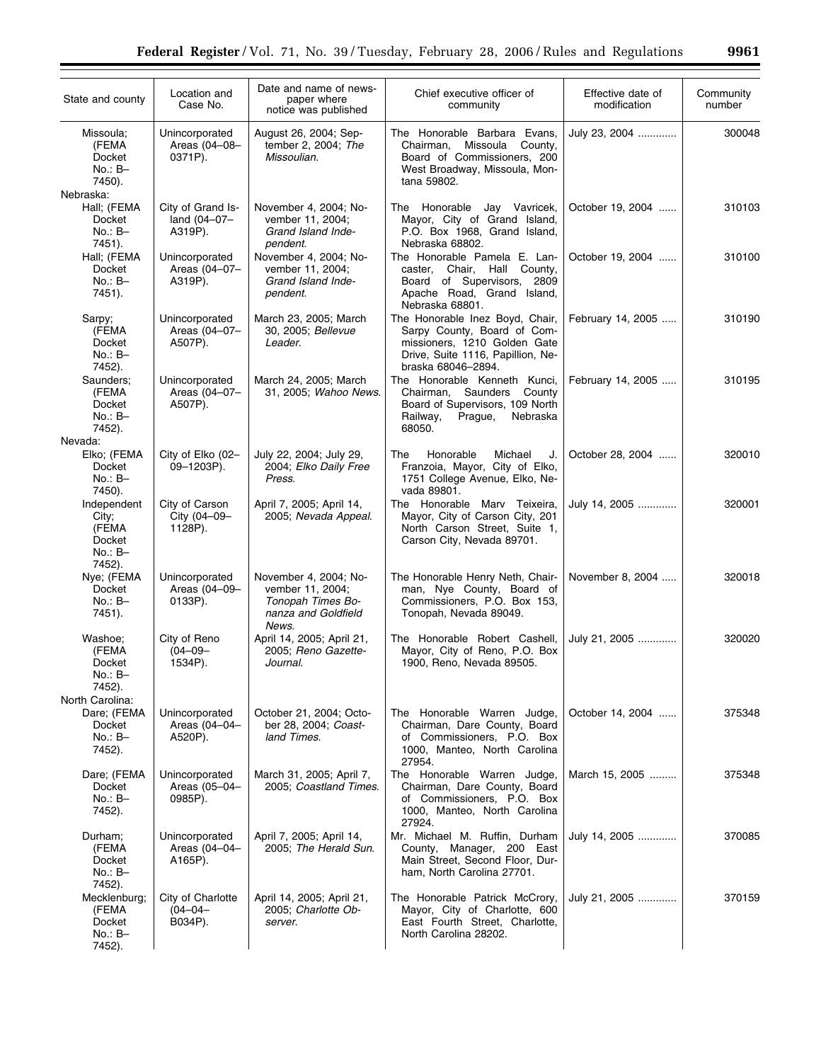| State and county | Location and Case No. | Date and name of newspaper where notice was published | Chief executive officer of community | Effective date of modification | Community number |
|---|---|---|---|---|---|
| Missoula; (FEMA Docket No.: B–7450). | Unincorporated Areas (04–08–0371P). | August 26, 2004; September 2, 2004; *The Missoulian*. | The Honorable Barbara Evans, Chairman, Missoula County, Board of Commissioners, 200 West Broadway, Missoula, Montana 59802. | July 23, 2004 | 300048 |
| Nebraska: | | | | | |
| Hall; (FEMA Docket No.: B–7451). | City of Grand Island (04–07–A319P). | November 4, 2004; November 11, 2004; *Grand Island Independent*. | The Honorable Jay Vavricek, Mayor, City of Grand Island, P.O. Box 1968, Grand Island, Nebraska 68802. | October 19, 2004 | 310103 |
| Hall; (FEMA Docket No.: B–7451). | Unincorporated Areas (04–07–A319P). | November 4, 2004; November 11, 2004; *Grand Island Independent*. | The Honorable Pamela E. Lancaster, Chair, Hall County, Board of Supervisors, 2809 Apache Road, Grand Island, Nebraska 68801. | October 19, 2004 | 310100 |
| Sarpy; (FEMA Docket No.: B–7452). | Unincorporated Areas (04–07–A507P). | March 23, 2005; March 30, 2005; *Bellevue Leader*. | The Honorable Inez Boyd, Chair, Sarpy County, Board of Commissioners, 1210 Golden Gate Drive, Suite 1116, Papillion, Nebraska 68046–2894. | February 14, 2005 | 310190 |
| Saunders; (FEMA Docket No.: B–7452). | Unincorporated Areas (04–07–A507P). | March 24, 2005; March 31, 2005; *Wahoo News*. | The Honorable Kenneth Kunci, Chairman, Saunders County Board of Supervisors, 109 North Railway, Prague, Nebraska 68050. | February 14, 2005 | 310195 |
| Nevada: | | | | | |
| Elko; (FEMA Docket No.: B–7450). | City of Elko (02–09–1203P). | July 22, 2004; July 29, 2004; *Elko Daily Free Press*. | The Honorable Michael J. Franzoia, Mayor, City of Elko, 1751 College Avenue, Elko, Nevada 89801. | October 28, 2004 | 320010 |
| Independent City; (FEMA Docket No.: B–7452). | City of Carson City (04–09–1128P). | April 7, 2005; April 14, 2005; *Nevada Appeal*. | The Honorable Marv Teixeira, Mayor, City of Carson City, 201 North Carson Street, Suite 1, Carson City, Nevada 89701. | July 14, 2005 | 320001 |
| Nye; (FEMA Docket No.: B–7451). | Unincorporated Areas (04–09–0133P). | November 4, 2004; November 11, 2004; *Tonopah Times Bonanza and Goldfield News*. | The Honorable Henry Neth, Chairman, Nye County, Board of Commissioners, P.O. Box 153, Tonopah, Nevada 89049. | November 8, 2004 | 320018 |
| Washoe; (FEMA Docket No.: B–7452). | City of Reno (04–09–1534P). | April 14, 2005; April 21, 2005; *Reno Gazette-Journal*. | The Honorable Robert Cashell, Mayor, City of Reno, P.O. Box 1900, Reno, Nevada 89505. | July 21, 2005 | 320020 |
| North Carolina: | | | | | |
| Dare; (FEMA Docket No.: B–7452). | Unincorporated Areas (04–04–A520P). | October 21, 2004; October 28, 2004; *Coastland Times*. | The Honorable Warren Judge, Chairman, Dare County, Board of Commissioners, P.O. Box 1000, Manteo, North Carolina 27954. | October 14, 2004 | 375348 |
| Dare; (FEMA Docket No.: B–7452). | Unincorporated Areas (05–04–0985P). | March 31, 2005; April 7, 2005; *Coastland Times*. | The Honorable Warren Judge, Chairman, Dare County, Board of Commissioners, P.O. Box 1000, Manteo, North Carolina 27924. | March 15, 2005 | 375348 |
| Durham; (FEMA Docket No.: B–7452). | Unincorporated Areas (04–04–A165P). | April 7, 2005; April 14, 2005; *The Herald Sun*. | Mr. Michael M. Ruffin, Durham County, Manager, 200 East Main Street, Second Floor, Durham, North Carolina 27701. | July 14, 2005 | 370085 |
| Mecklenburg; (FEMA Docket No.: B–7452). | City of Charlotte (04–04–B034P). | April 14, 2005; April 21, 2005; *Charlotte Observer*. | The Honorable Patrick McCrory, Mayor, City of Charlotte, 600 East Fourth Street, Charlotte, North Carolina 28202. | July 21, 2005 | 370159 |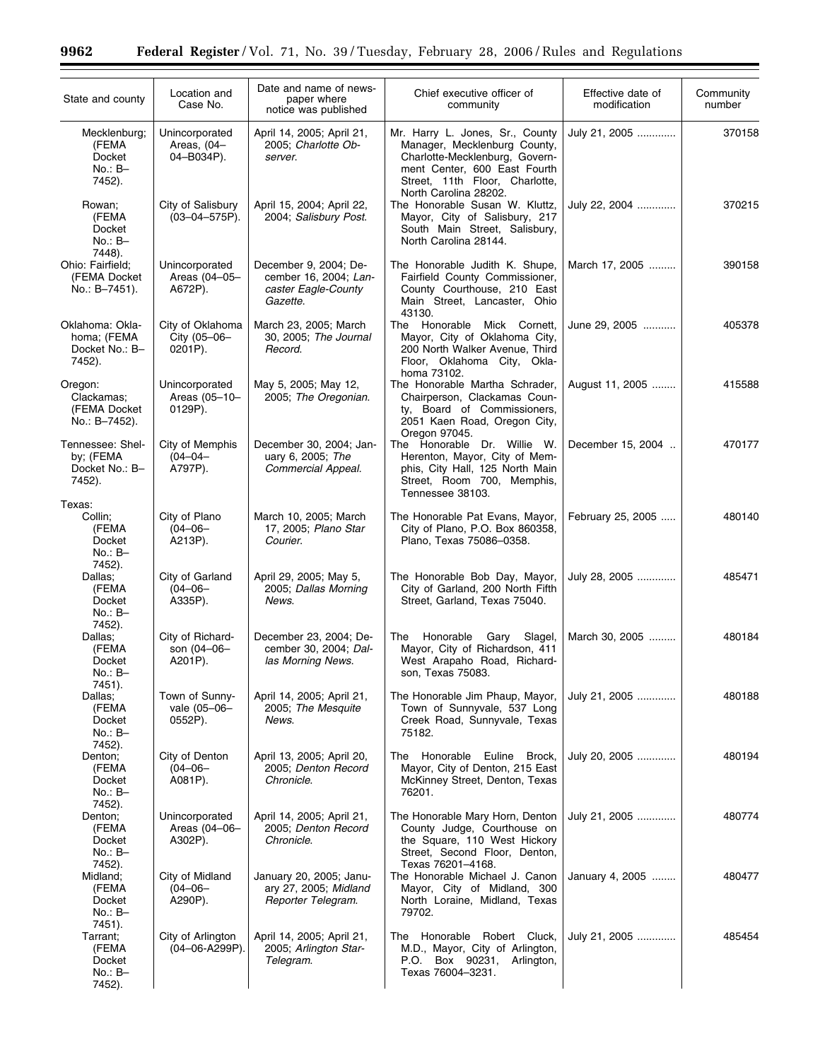| State and county | Location and Case No. | Date and name of newspaper where notice was published | Chief executive officer of community | Effective date of modification | Community number |
|---|---|---|---|---|---|
| Mecklenburg; (FEMA Docket No.: B–7452). | Unincorporated Areas, (04–04–B034P). | April 14, 2005; April 21, 2005; *Charlotte Observer*. | Mr. Harry L. Jones, Sr., County Manager, Mecklenburg County, Charlotte-Mecklenburg, Government Center, 600 East Fourth Street, 11th Floor, Charlotte, North Carolina 28202. | July 21, 2005 | 370158 |
| Rowan; (FEMA Docket No.: B–7448). | City of Salisbury (03–04–575P). | April 15, 2004; April 22, 2004; *Salisbury Post*. | The Honorable Susan W. Kluttz, Mayor, City of Salisbury, 217 South Main Street, Salisbury, North Carolina 28144. | July 22, 2004 | 370215 |
| Ohio: Fairfield; (FEMA Docket No.: B–7451). | Unincorporated Areas (04–05–A672P). | December 9, 2004; December 16, 2004; *Lancaster Eagle-County Gazette*. | The Honorable Judith K. Shupe, Fairfield County Commissioner, County Courthouse, 210 East Main Street, Lancaster, Ohio 43130. | March 17, 2005 | 390158 |
| Oklahoma: Oklahoma; (FEMA Docket No.: B–7452). | City of Oklahoma City (05–06–0201P). | March 23, 2005; March 30, 2005; *The Journal Record*. | The Honorable Mick Cornett, Mayor, City of Oklahoma City, 200 North Walker Avenue, Third Floor, Oklahoma City, Oklahoma 73102. | June 29, 2005 | 405378 |
| Oregon: Clackamas; (FEMA Docket No.: B–7452). | Unincorporated Areas (05–10–0129P). | May 5, 2005; May 12, 2005; *The Oregonian*. | The Honorable Martha Schrader, Chairperson, Clackamas County, Board of Commissioners, 2051 Kaen Road, Oregon City, Oregon 97045. | August 11, 2005 | 415588 |
| Tennessee: Shelby; (FEMA Docket No.: B–7452). | City of Memphis (04–04–A797P). | December 30, 2004; January 6, 2005; *The Commercial Appeal*. | The Honorable Dr. Willie W. Herenton, Mayor, City of Memphis, City Hall, 125 North Main Street, Room 700, Memphis, Tennessee 38103. | December 15, 2004 | 470177 |
| Texas: | | | | | |
| Collin; (FEMA Docket No.: B–7452). | City of Plano (04–06–A213P). | March 10, 2005; March 17, 2005; *Plano Star Courier*. | The Honorable Pat Evans, Mayor, City of Plano, P.O. Box 860358, Plano, Texas 75086–0358. | February 25, 2005 | 480140 |
| Dallas; (FEMA Docket No.: B–7452). | City of Garland (04–06–A335P). | April 29, 2005; May 5, 2005; *Dallas Morning News*. | The Honorable Bob Day, Mayor, City of Garland, 200 North Fifth Street, Garland, Texas 75040. | July 28, 2005 | 485471 |
| Dallas; (FEMA Docket No.: B–7451). | City of Richardson (04–06–A201P). | December 23, 2004; December 30, 2004; *Dallas Morning News*. | The Honorable Gary Slagel, Mayor, City of Richardson, 411 West Arapaho Road, Richardson, Texas 75083. | March 30, 2005 | 480184 |
| Dallas; (FEMA Docket No.: B–7452). | Town of Sunnyvale (05–06–0552P). | April 14, 2005; April 21, 2005; *The Mesquite News*. | The Honorable Jim Phaup, Mayor, Town of Sunnyvale, 537 Long Creek Road, Sunnyvale, Texas 75182. | July 21, 2005 | 480188 |
| Denton; (FEMA Docket No.: B–7452). | City of Denton (04–06–A081P). | April 13, 2005; April 20, 2005; *Denton Record Chronicle*. | The Honorable Euline Brock, Mayor, City of Denton, 215 East McKinney Street, Denton, Texas 76201. | July 20, 2005 | 480194 |
| Denton; (FEMA Docket No.: B–7452). | Unincorporated Areas (04–06–A302P). | April 14, 2005; April 21, 2005; *Denton Record Chronicle*. | The Honorable Mary Horn, Denton County Judge, Courthouse on the Square, 110 West Hickory Street, Second Floor, Denton, Texas 76201–4168. | July 21, 2005 | 480774 |
| Midland; (FEMA Docket No.: B–7451). | City of Midland (04–06–A290P). | January 20, 2005; January 27, 2005; *Midland Reporter Telegram*. | The Honorable Michael J. Canon Mayor, City of Midland, 300 North Loraine, Midland, Texas 79702. | January 4, 2005 | 480477 |
| Tarrant; (FEMA Docket No.: B–7452). | City of Arlington (04–06-A299P). | April 14, 2005; April 21, 2005; *Arlington Star-Telegram*. | The Honorable Robert Cluck, M.D., Mayor, City of Arlington, P.O. Box 90231, Arlington, Texas 76004–3231. | July 21, 2005 | 485454 |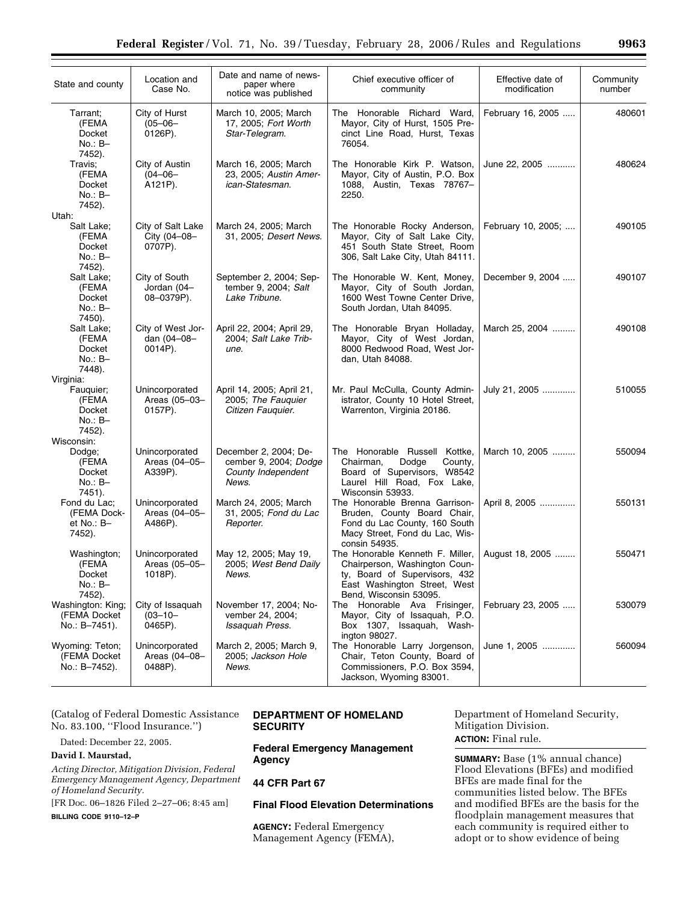| State and county | Location and Case No. | Date and name of newspaper where notice was published | Chief executive officer of community | Effective date of modification | Community number |
|---|---|---|---|---|---|
| Tarrant; (FEMA Docket No.: B–7452). | City of Hurst (05–06–0126P). | March 10, 2005; March 17, 2005; *Fort Worth Star-Telegram*. | The Honorable Richard Ward, Mayor, City of Hurst, 1505 Precinct Line Road, Hurst, Texas 76054. | February 16, 2005 ..... | 480601 |
| Travis; (FEMA Docket No.: B–7452). | City of Austin (04–06–A121P). | March 16, 2005; March 23, 2005; *Austin American-Statesman*. | The Honorable Kirk P. Watson, Mayor, City of Austin, P.O. Box 1088, Austin, Texas 78767–2250. | June 22, 2005 ........... | 480624 |
| Utah: | | | | | |
| Salt Lake; (FEMA Docket No.: B–7452). | City of Salt Lake City (04–08–0707P). | March 24, 2005; March 31, 2005; *Desert News*. | The Honorable Rocky Anderson, Mayor, City of Salt Lake City, 451 South State Street, Room 306, Salt Lake City, Utah 84111. | February 10, 2005; .... | 490105 |
| Salt Lake; (FEMA Docket No.: B–7450). | City of South Jordan (04–08–0379P). | September 2, 2004; September 9, 2004; *Salt Lake Tribune*. | The Honorable W. Kent, Money, Mayor, City of South Jordan, 1600 West Towne Center Drive, South Jordan, Utah 84095. | December 9, 2004 ..... | 490107 |
| Salt Lake; (FEMA Docket No.: B–7448). | City of West Jordan (04–08–0014P). | April 22, 2004; April 29, 2004; *Salt Lake Tribune*. | The Honorable Bryan Holladay, Mayor, City of West Jordan, 8000 Redwood Road, West Jordan, Utah 84088. | March 25, 2004 ......... | 490108 |
| Virginia: | | | | | |
| Fauquier; (FEMA Docket No.: B–7452). | Unincorporated Areas (05–03–0157P). | April 14, 2005; April 21, 2005; *The Fauquier Citizen Fauquier*. | Mr. Paul McCulla, County Administrator, County 10 Hotel Street, Warrenton, Virginia 20186. | July 21, 2005 ............ | 510055 |
| Wisconsin: | | | | | |
| Dodge; (FEMA Docket No.: B–7451). | Unincorporated Areas (04–05–A339P). | December 2, 2004; December 9, 2004; *Dodge County Independent News*. | The Honorable Russell Kottke, Chairman, Dodge County, Board of Supervisors, W8542 Laurel Hill Road, Fox Lake, Wisconsin 53933. | March 10, 2005 ......... | 550094 |
| Fond du Lac; (FEMA Docket No.: B–7452). | Unincorporated Areas (04–05–A486P). | March 24, 2005; March 31, 2005; *Fond du Lac Reporter*. | The Honorable Brenna Garrison-Bruden, County Board Chair, Fond du Lac County, 160 South Macy Street, Fond du Lac, Wisconsin 54935. | April 8, 2005 ............. | 550131 |
| Washington; (FEMA Docket No.: B–7452). | Unincorporated Areas (05–05–1018P). | May 12, 2005; May 19, 2005; *West Bend Daily News*. | The Honorable Kenneth F. Miller, Chairperson, Washington County, Board of Supervisors, 432 East Washington Street, West Bend, Wisconsin 53095. | August 18, 2005 ........ | 550471 |
| Washington: King; (FEMA Docket No.: B–7451). | City of Issaquah (03–10–0465P). | November 17, 2004; November 24, 2004; *Issaquah Press*. | The Honorable Ava Frisinger, Mayor, City of Issaquah, P.O. Box 1307, Issaquah, Washington 98027. | February 23, 2005 ..... | 530079 |
| Wyoming: Teton; (FEMA Docket No.: B–7452). | Unincorporated Areas (04–08–0488P). | March 2, 2005; March 9, 2005; *Jackson Hole News*. | The Honorable Larry Jorgenson, Chair, Teton County, Board of Commissioners, P.O. Box 3594, Jackson, Wyoming 83001. | June 1, 2005 ............ | 560094 |

(Catalog of Federal Domestic Assistance No. 83.100, "Flood Insurance.")

Dated: December 22, 2005.

**David I. Maurstad,**

*Acting Director, Mitigation Division, Federal Emergency Management Agency, Department of Homeland Security.*

[FR Doc. 06–1826 Filed 2–27–06; 8:45 am]

**BILLING CODE 9110–12–P**

## DEPARTMENT OF HOMELAND SECURITY

## Federal Emergency Management Agency

## 44 CFR Part 67

## Final Flood Elevation Determinations

**AGENCY:** Federal Emergency Management Agency (FEMA), Department of Homeland Security, Mitigation Division.

**ACTION:** Final rule.

**SUMMARY:** Base (1% annual chance) Flood Elevations (BFEs) and modified BFEs are made final for the communities listed below. The BFEs and modified BFEs are the basis for the floodplain management measures that each community is required either to adopt or to show evidence of being